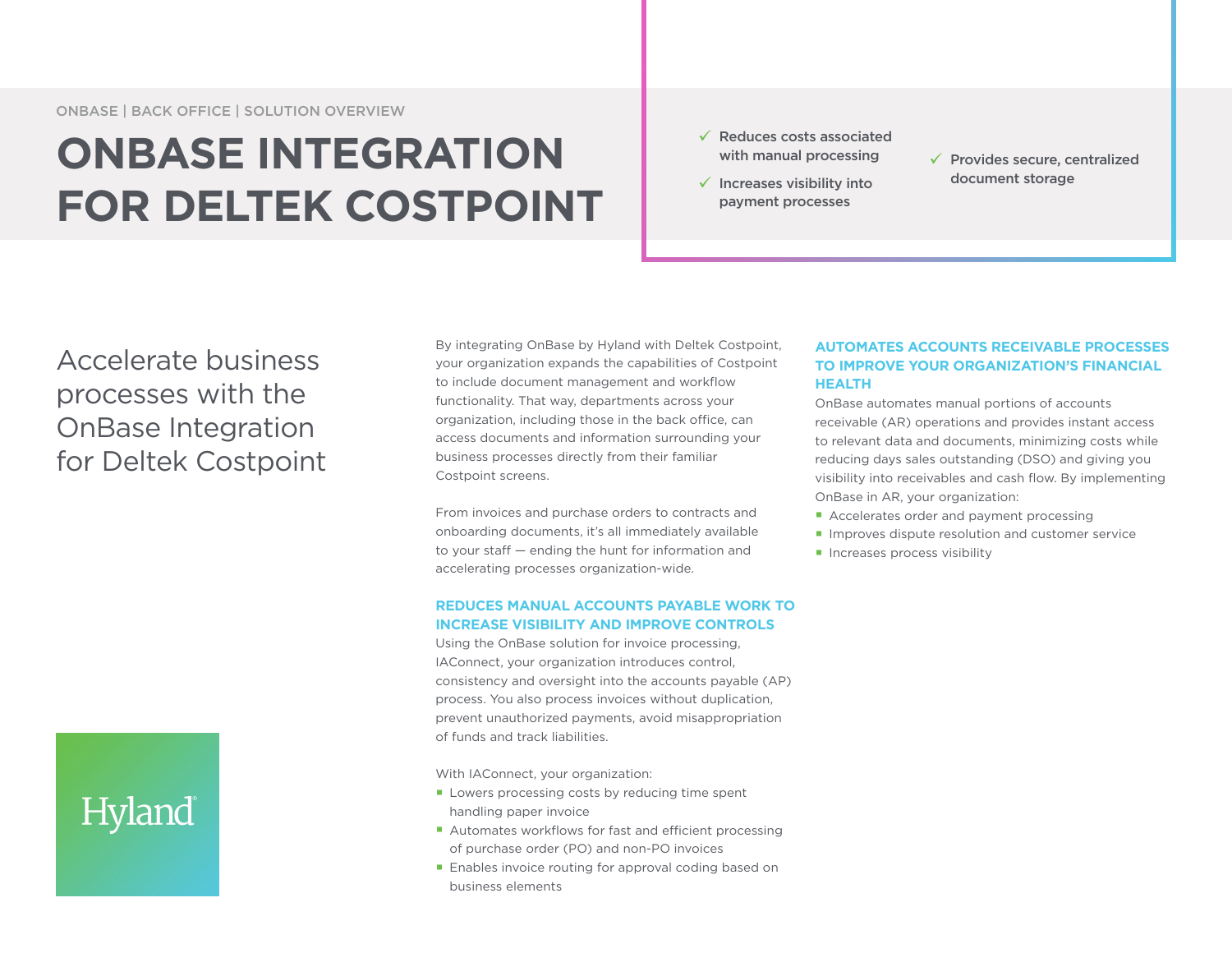ONBASE | BACK OFFICE | SOLUTION OVERVIEW

# ONBASE INTEGRATION FOR DELTEK COSTPOINT

- ✓ Reduces costs associated with manual processing
- ✓ Increases visibility into payment processes
- ✓ Provides secure, centralized document storage

## Accelerate business processes with the OnBase Integration for Deltek Costpoint

By integrating OnBase by Hyland with Deltek Costpoint, your organization expands the capabilities of Costpoint to include document management and workflow functionality. That way, departments across your organization, including those in the back office, can access documents and information surrounding your business processes directly from their familiar Costpoint screens.

From invoices and purchase orders to contracts and onboarding documents, it's all immediately available to your staff — ending the hunt for information and accelerating processes organization-wide.

### REDUCES MANUAL ACCOUNTS PAYABLE WORK TO INCREASE VISIBILITY AND IMPROVE CONTROLS

Using the OnBase solution for invoice processing, IAConnect, your organization introduces control, consistency and oversight into the accounts payable (AP) process. You also process invoices without duplication, prevent unauthorized payments, avoid misappropriation of funds and track liabilities.

With IAConnect, your organization:

- Lowers processing costs by reducing time spent handling paper invoice
- Automates workflows for fast and efficient processing of purchase order (PO) and non-PO invoices
- Enables invoice routing for approval coding based on business elements

### AUTOMATES ACCOUNTS RECEIVABLE PROCESSES TO IMPROVE YOUR ORGANIZATION'S FINANCIAL HEALTH

OnBase automates manual portions of accounts receivable (AR) operations and provides instant access to relevant data and documents, minimizing costs while reducing days sales outstanding (DSO) and giving you visibility into receivables and cash flow. By implementing OnBase in AR, your organization:

- Accelerates order and payment processing
- Improves dispute resolution and customer service
- Increases process visibility

Hyland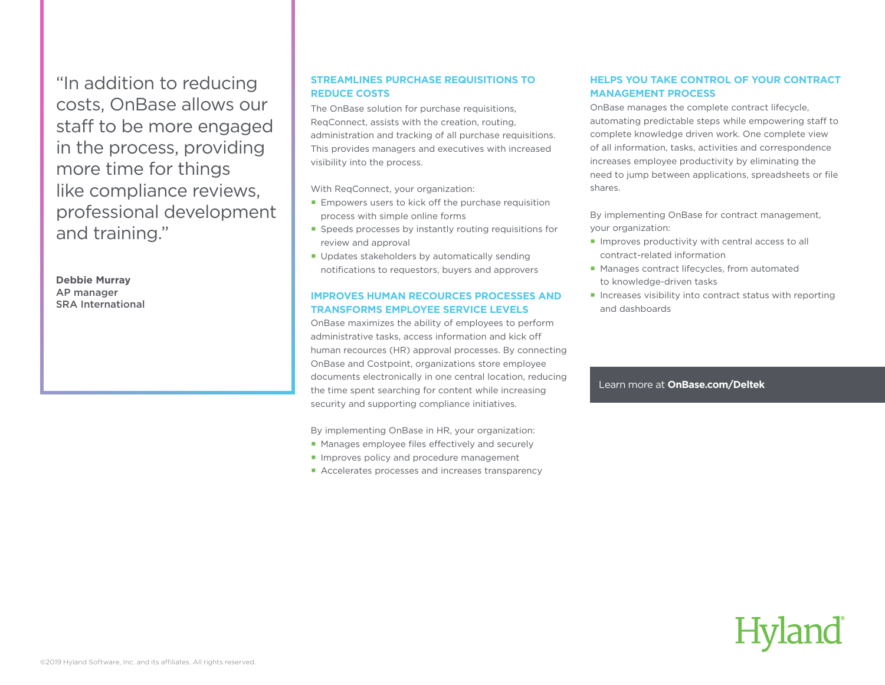> "In addition to reducing costs, OnBase allows our staff to be more engaged in the process, providing more time for things like compliance reviews, professional development and training."

**Debbie Murray**
**AP manager**
**SRA International**

## STREAMLINES PURCHASE REQUISITIONS TO REDUCE COSTS

The OnBase solution for purchase requisitions, ReqConnect, assists with the creation, routing, administration and tracking of all purchase requisitions. This provides managers and executives with increased visibility into the process.

With ReqConnect, your organization:

- Empowers users to kick off the purchase requisition process with simple online forms
- Speeds processes by instantly routing requisitions for review and approval
- Updates stakeholders by automatically sending notifications to requestors, buyers and approvers

## IMPROVES HUMAN RECOURCES PROCESSES AND TRANSFORMS EMPLOYEE SERVICE LEVELS

OnBase maximizes the ability of employees to perform administrative tasks, access information and kick off human recources (HR) approval processes. By connecting OnBase and Costpoint, organizations store employee documents electronically in one central location, reducing the time spent searching for content while increasing security and supporting compliance initiatives.

By implementing OnBase in HR, your organization:

- Manages employee files effectively and securely
- Improves policy and procedure management
- Accelerates processes and increases transparency

## HELPS YOU TAKE CONTROL OF YOUR CONTRACT MANAGEMENT PROCESS

OnBase manages the complete contract lifecycle, automating predictable steps while empowering staff to complete knowledge driven work. One complete view of all information, tasks, activities and correspondence increases employee productivity by eliminating the need to jump between applications, spreadsheets or file shares.

By implementing OnBase for contract management, your organization:

- Improves productivity with central access to all contract-related information
- Manages contract lifecycles, from automated to knowledge-driven tasks
- Increases visibility into contract status with reporting and dashboards

Learn more at **OnBase.com/Deltek**

Hyland®

©2019 Hyland Software, Inc. and its affiliates. All rights reserved.